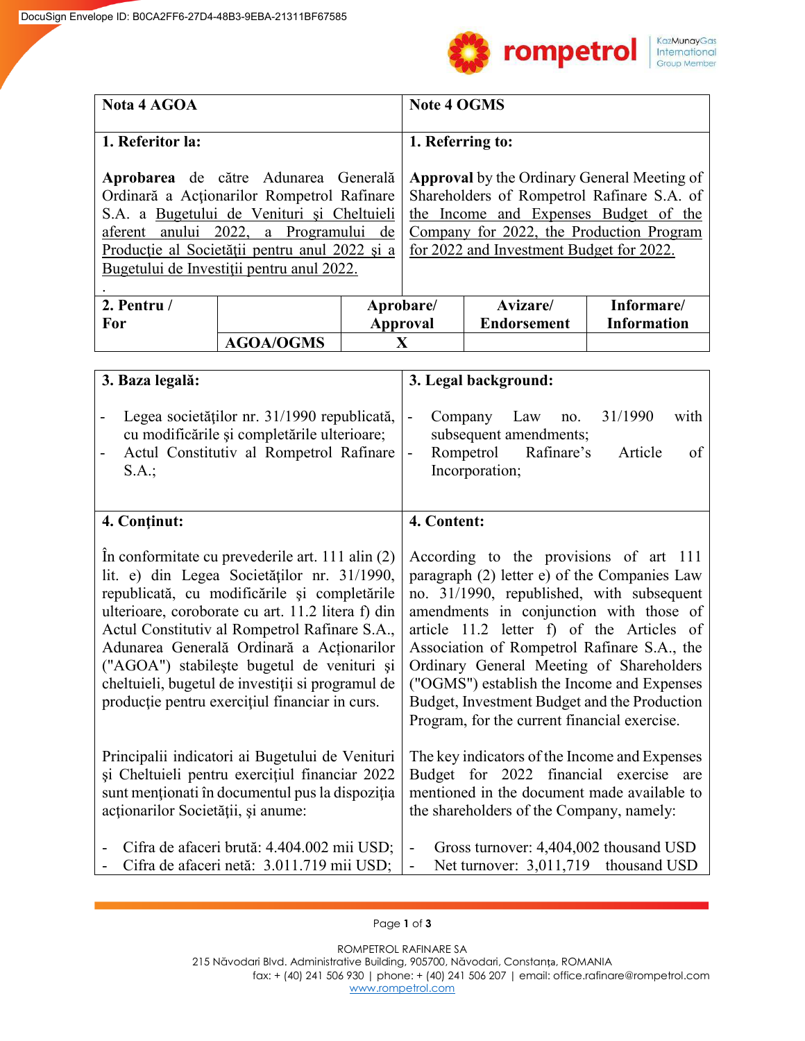| Nota 4 AGOA | Note 4 OGMS |
|---|---|
| **1. Referitor la:** | **1. Referring to:** |
| **Aprobarea** de către Adunarea Generală Ordinară a Acționarilor Rompetrol Rafinare S.A. a Bugetului de Venituri și Cheltuieli aferent anului 2022, a Programului de Producție al Societății pentru anul 2022 și a Bugetului de Investiții pentru anul 2022. | **Approval** by the Ordinary General Meeting of Shareholders of Rompetrol Rafinare S.A. of the Income and Expenses Budget of the Company for 2022, the Production Program for 2022 and Investment Budget for 2022. |

| 2. Pentru / For | | Aprobare/ Approval | Avizare/ Endorsement | Informare/ Information |
|---|---|---|---|---|
| | AGOA/OGMS | X | | |

| 3. Baza legală: | 3. Legal background: |
|---|---|
| - Legea societăților nr. 31/1990 republicată, cu modificările și completările ulterioare;<br>- Actul Constitutiv al Rompetrol Rafinare S.A.; | - Company Law no. 31/1990 with subsequent amendments;<br>- Rompetrol Rafinare's Article of Incorporation; |
| **4. Conținut:** | **4. Content:** |
| În conformitate cu prevederile art. 111 alin (2) lit. e) din Legea Societăților nr. 31/1990, republicată, cu modificările și completările ulterioare, coroborate cu art. 11.2 litera f) din Actul Constitutiv al Rompetrol Rafinare S.A., Adunarea Generală Ordinară a Acționarilor ("AGOA") stabilește bugetul de venituri și cheltuieli, bugetul de investiții si programul de producție pentru exercițiul financiar in curs. | According to the provisions of art 111 paragraph (2) letter e) of the Companies Law no. 31/1990, republished, with subsequent amendments in conjunction with those of article 11.2 letter f) of the Articles of Association of Rompetrol Rafinare S.A., the Ordinary General Meeting of Shareholders ("OGMS") establish the Income and Expenses Budget, Investment Budget and the Production Program, for the current financial exercise. |
| Principalii indicatori ai Bugetului de Venituri și Cheltuieli pentru exercițiul financiar 2022 sunt menționati în documentul pus la dispoziția acționarilor Societății, și anume: | The key indicators of the Income and Expenses Budget for 2022 financial exercise are mentioned in the document made available to the shareholders of the Company, namely: |
| - Cifra de afaceri brută: 4.404.002 mii USD;<br>- Cifra de afaceri netă: 3.011.719 mii USD; | - Gross turnover: 4,404,002 thousand USD<br>- Net turnover: 3,011,719 thousand USD |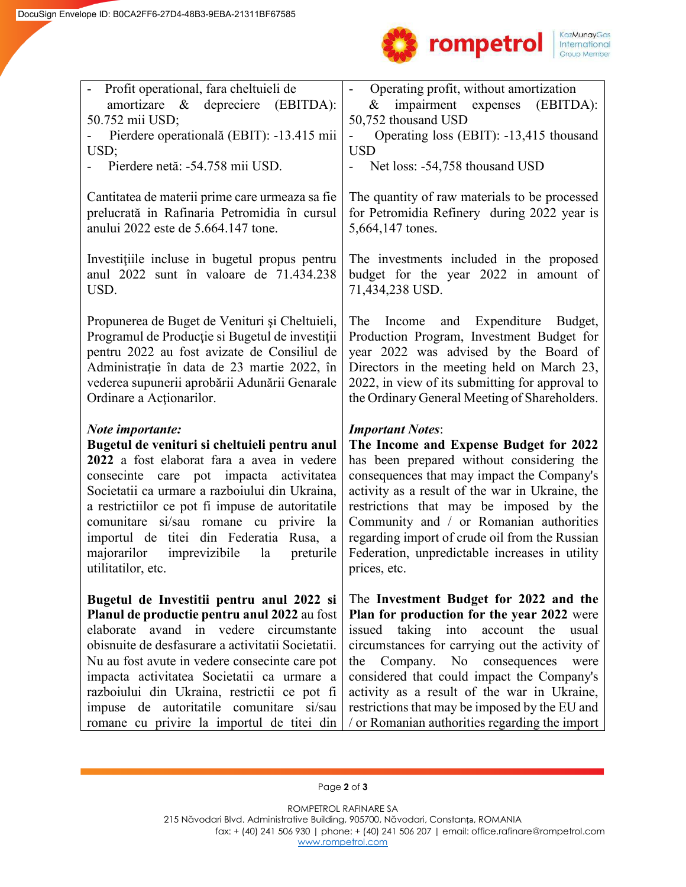| Romanian | English |
|---|---|
| - Profit operational, fara cheltuieli de amortizare & depreciere (EBITDA): 50.752 mii USD;<br>- Pierdere operatională (EBIT): -13.415 mii USD;<br>- Pierdere netă: -54.758 mii USD. | - Operating profit, without amortization & impairment expenses (EBITDA): 50,752 thousand USD<br>- Operating loss (EBIT): -13,415 thousand USD<br>- Net loss: -54,758 thousand USD |
| Cantitatea de materii prime care urmeaza sa fie prelucrată in Rafinaria Petromidia în cursul anului 2022 este de 5.664.147 tone. | The quantity of raw materials to be processed for Petromidia Refinery during 2022 year is 5,664,147 tones. |
| Investiţiile incluse in bugetul propus pentru anul 2022 sunt în valoare de 71.434.238 USD. | The investments included in the proposed budget for the year 2022 in amount of 71,434,238 USD. |
| Propunerea de Buget de Venituri şi Cheltuieli, Programul de Producţie si Bugetul de investiţii pentru 2022 au fost avizate de Consiliul de Administraţie în data de 23 martie 2022, în vederea supunerii aprobării Adunării Genarale Ordinare a Acţionarilor. | The Income and Expenditure Budget, Production Program, Investment Budget for year 2022 was advised by the Board of Directors in the meeting held on March 23, 2022, in view of its submitting for approval to the Ordinary General Meeting of Shareholders. |
| ***Note importante:***<br>**Bugetul de venituri si cheltuieli pentru anul 2022** a fost elaborat fara a avea in vedere consecinte care pot impacta activitatea Societatii ca urmare a razboiului din Ukraina, a restrictiilor ce pot fi impuse de autoritatile comunitare si/sau romane cu privire la importul de titei din Federatia Rusa, a majorarilor imprevizibile la preturile utilitatilor, etc. | ***Important Notes***:<br>**The Income and Expense Budget for 2022** has been prepared without considering the consequences that may impact the Company's activity as a result of the war in Ukraine, the restrictions that may be imposed by the Community and / or Romanian authorities regarding import of crude oil from the Russian Federation, unpredictable increases in utility prices, etc. |
| **Bugetul de Investitii pentru anul 2022 si Planul de productie pentru anul 2022** au fost elaborate avand in vedere circumstante obisnuite de desfasurare a activitatii Societatii. Nu au fost avute in vedere consecinte care pot impacta activitatea Societatii ca urmare a razboiului din Ukraina, restrictii ce pot fi impuse de autoritatile comunitare si/sau romane cu privire la importul de titei din | The **Investment Budget for 2022 and the Plan for production for the year 2022** were issued taking into account the usual circumstances for carrying out the activity of the Company. No consequences were considered that could impact the Company's activity as a result of the war in Ukraine, restrictions that may be imposed by the EU and / or Romanian authorities regarding the import |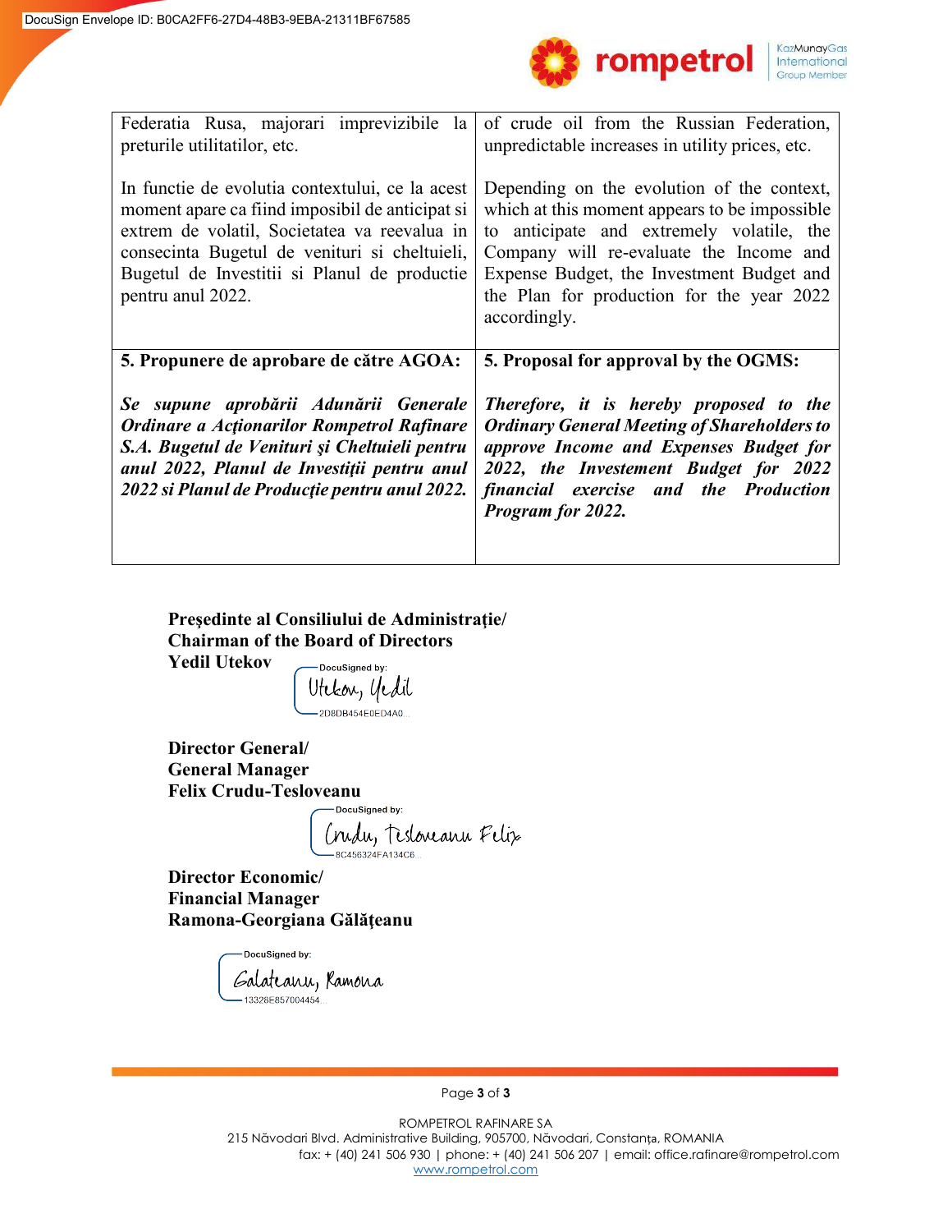| | |
|---|---|
| Federatia Rusa, majorari imprevizibile la preturile utilitatilor, etc.<br><br>In functie de evolutia contextului, ce la acest moment apare ca fiind imposibil de anticipat si extrem de volatil, Societatea va reevalua in consecinta Bugetul de venituri si cheltuieli, Bugetul de Investitii si Planul de productie pentru anul 2022. | of crude oil from the Russian Federation, unpredictable increases in utility prices, etc.<br><br>Depending on the evolution of the context, which at this moment appears to be impossible to anticipate and extremely volatile, the Company will re-evaluate the Income and Expense Budget, the Investment Budget and the Plan for production for the year 2022 accordingly. |
| **5. Propunere de aprobare de către AGOA:**<br><br>***Se supune aprobării Adunării Generale Ordinare a Acţionarilor Rompetrol Rafinare S.A. Bugetul de Venituri şi Cheltuieli pentru anul 2022, Planul de Investiţii pentru anul 2022 si Planul de Producţie pentru anul 2022.*** | **5. Proposal for approval by the OGMS:**<br><br>***Therefore, it is hereby proposed to the Ordinary General Meeting of Shareholders to approve Income and Expenses Budget for 2022, the Investement Budget for 2022 financial exercise and the Production Program for 2022.*** |

**Preşedinte al Consiliului de Administraţie/**
**Chairman of the Board of Directors**
**Yedil Utekov**

DocuSigned by:
Utekov, Yedil
2D8DB454E0ED4A0...

**Director General/**
**General Manager**
**Felix Crudu-Tesloveanu**

DocuSigned by:
Crudu, Tesloveanu Felix
8C456324FA134C6...

**Director Economic/**
**Financial Manager**
**Ramona-Georgiana Gălăţeanu**

DocuSigned by:
Galateanu, Ramona
13328E857004454...

ROMPETROL RAFINARE SA
215 Năvodari Blvd. Administrative Building, 905700, Năvodari, Constanţa, ROMANIA
fax: + (40) 241 506 930 | phone: + (40) 241 506 207 | email: office.rafinare@rompetrol.com
www.rompetrol.com